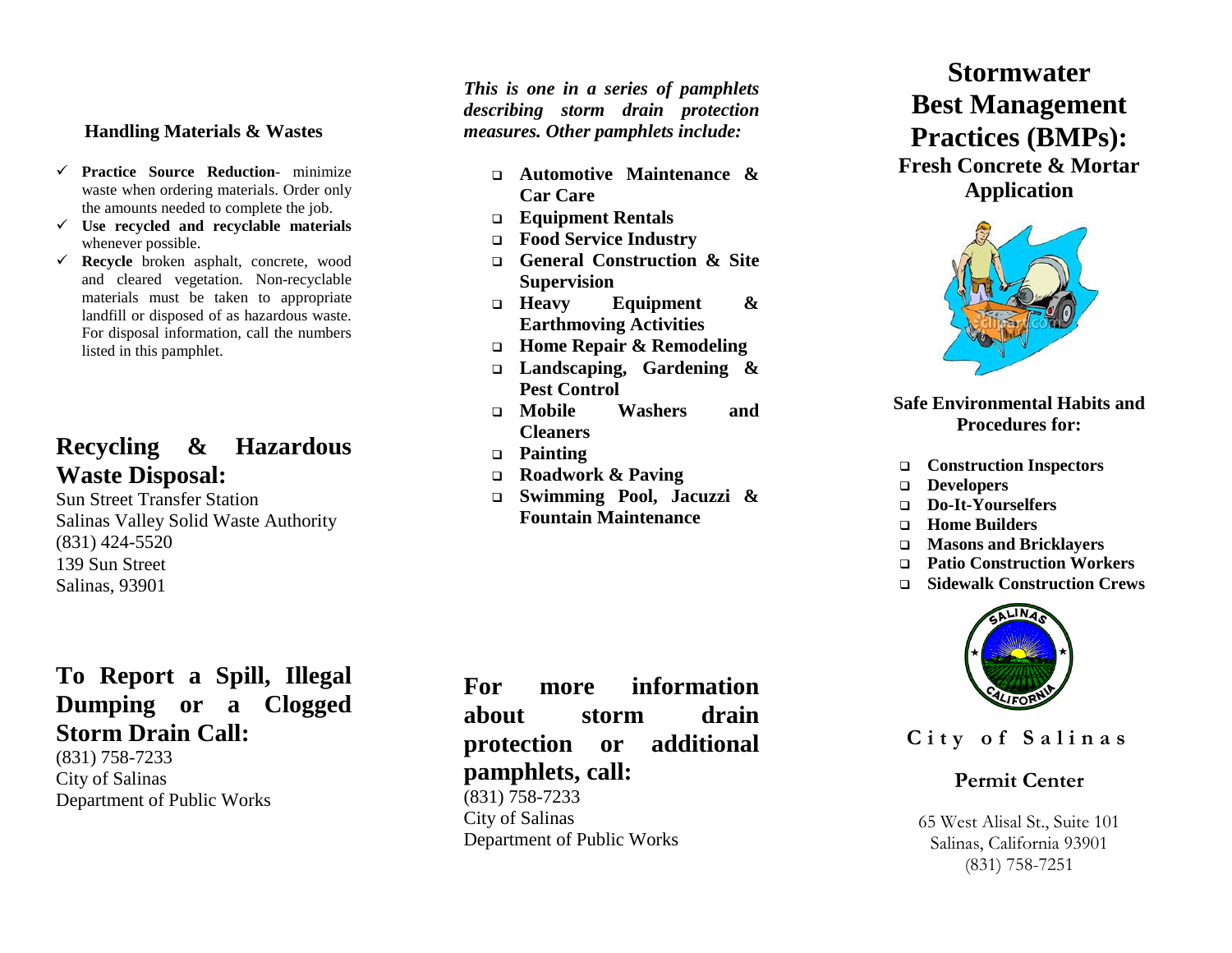### Handling Materials & Wastes

- ✓ **Practice Source Reduction**- minimize waste when ordering materials. Order only the amounts needed to complete the job.
- ✓ **Use recycled and recyclable materials** whenever possible.
- ✓ **Recycle** broken asphalt, concrete, wood and cleared vegetation. Non-recyclable materials must be taken to appropriate landfill or disposed of as hazardous waste. For disposal information, call the numbers listed in this pamphlet.

## Recycling & Hazardous Waste Disposal:

Sun Street Transfer Station
Salinas Valley Solid Waste Authority
(831) 424-5520
139 Sun Street
Salinas, 93901

## To Report a Spill, Illegal Dumping or a Clogged Storm Drain Call:

(831) 758-7233
City of Salinas
Department of Public Works

***This is one in a series of pamphlets describing storm drain protection measures. Other pamphlets include:***

- **Automotive Maintenance & Car Care**
- **Equipment Rentals**
- **Food Service Industry**
- **General Construction & Site Supervision**
- **Heavy Equipment & Earthmoving Activities**
- **Home Repair & Remodeling**
- **Landscaping, Gardening & Pest Control**
- **Mobile Washers and Cleaners**
- **Painting**
- **Roadwork & Paving**
- **Swimming Pool, Jacuzzi & Fountain Maintenance**

## For more information about storm drain protection or additional pamphlets, call:

(831) 758-7233
City of Salinas
Department of Public Works

# Stormwater Best Management Practices (BMPs):

## Fresh Concrete & Mortar Application

**Safe Environmental Habits and Procedures for:**

- **Construction Inspectors**
- **Developers**
- **Do-It-Yourselfers**
- **Home Builders**
- **Masons and Bricklayers**
- **Patio Construction Workers**
- **Sidewalk Construction Crews**

**City of Salinas**

**Permit Center**

65 West Alisal St., Suite 101
Salinas, California 93901
(831) 758-7251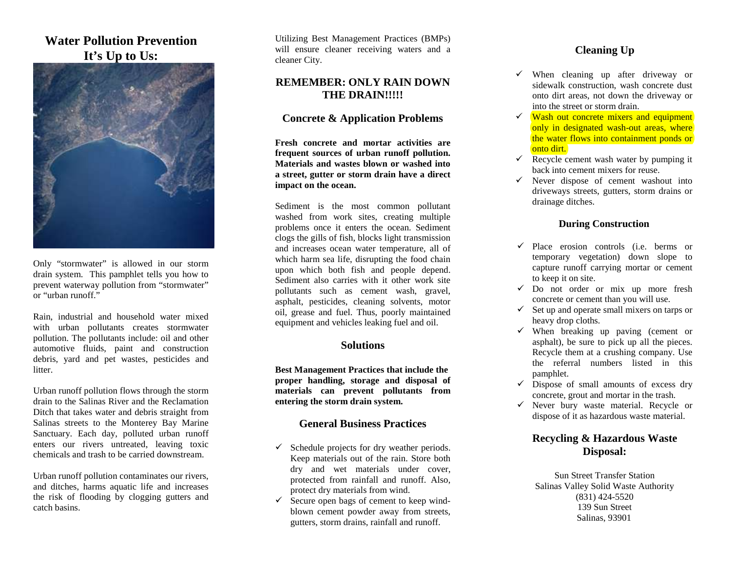## Water Pollution Prevention It's Up to Us:

Only "stormwater" is allowed in our storm drain system. This pamphlet tells you how to prevent waterway pollution from "stormwater" or "urban runoff."

Rain, industrial and household water mixed with urban pollutants creates stormwater pollution. The pollutants include: oil and other automotive fluids, paint and construction debris, yard and pet wastes, pesticides and litter.

Urban runoff pollution flows through the storm drain to the Salinas River and the Reclamation Ditch that takes water and debris straight from Salinas streets to the Monterey Bay Marine Sanctuary. Each day, polluted urban runoff enters our rivers untreated, leaving toxic chemicals and trash to be carried downstream.

Urban runoff pollution contaminates our rivers, and ditches, harms aquatic life and increases the risk of flooding by clogging gutters and catch basins.

Utilizing Best Management Practices (BMPs) will ensure cleaner receiving waters and a cleaner City.

### REMEMBER: ONLY RAIN DOWN THE DRAIN!!!!!

### Concrete & Application Problems

**Fresh concrete and mortar activities are frequent sources of urban runoff pollution. Materials and wastes blown or washed into a street, gutter or storm drain have a direct impact on the ocean.**

Sediment is the most common pollutant washed from work sites, creating multiple problems once it enters the ocean. Sediment clogs the gills of fish, blocks light transmission and increases ocean water temperature, all of which harm sea life, disrupting the food chain upon which both fish and people depend. Sediment also carries with it other work site pollutants such as cement wash, gravel, asphalt, pesticides, cleaning solvents, motor oil, grease and fuel. Thus, poorly maintained equipment and vehicles leaking fuel and oil.

### Solutions

**Best Management Practices that include the proper handling, storage and disposal of materials can prevent pollutants from entering the storm drain system.**

### General Business Practices

- ✓ Schedule projects for dry weather periods. Keep materials out of the rain. Store both dry and wet materials under cover, protected from rainfall and runoff. Also, protect dry materials from wind.
- ✓ Secure open bags of cement to keep wind-blown cement powder away from streets, gutters, storm drains, rainfall and runoff.

### Cleaning Up

- ✓ When cleaning up after driveway or sidewalk construction, wash concrete dust onto dirt areas, not down the driveway or into the street or storm drain.
- ✓ Wash out concrete mixers and equipment only in designated wash-out areas, where the water flows into containment ponds or onto dirt.
- ✓ Recycle cement wash water by pumping it back into cement mixers for reuse.
- ✓ Never dispose of cement washout into driveways streets, gutters, storm drains or drainage ditches.

### During Construction

- ✓ Place erosion controls (i.e. berms or temporary vegetation) down slope to capture runoff carrying mortar or cement to keep it on site.
- ✓ Do not order or mix up more fresh concrete or cement than you will use.
- ✓ Set up and operate small mixers on tarps or heavy drop cloths.
- ✓ When breaking up paving (cement or asphalt), be sure to pick up all the pieces. Recycle them at a crushing company. Use the referral numbers listed in this pamphlet.
- ✓ Dispose of small amounts of excess dry concrete, grout and mortar in the trash.
- ✓ Never bury waste material. Recycle or dispose of it as hazardous waste material.

### Recycling & Hazardous Waste Disposal:

Sun Street Transfer Station
Salinas Valley Solid Waste Authority
(831) 424-5520
139 Sun Street
Salinas, 93901